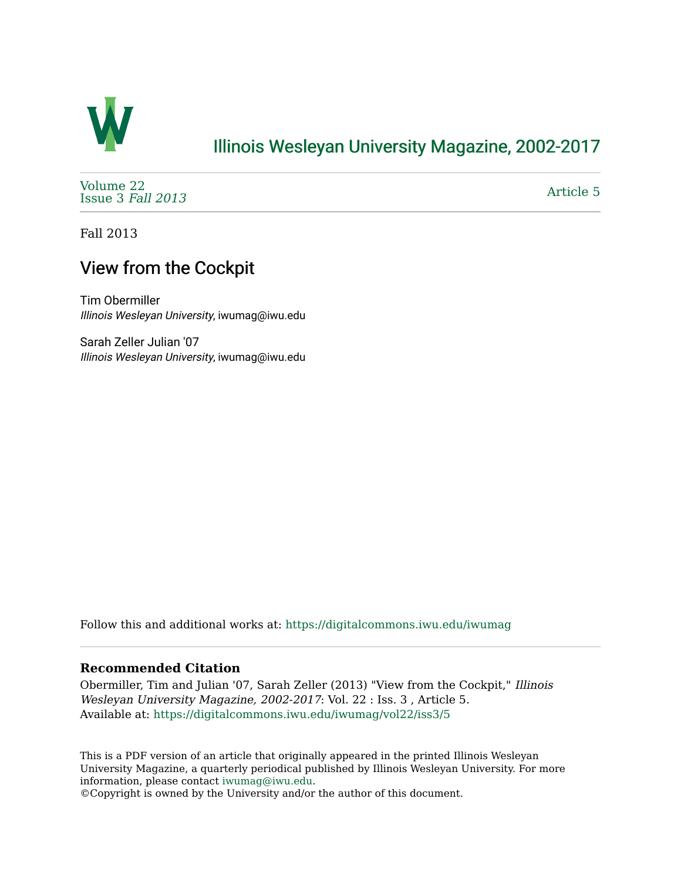# Illinois Wesleyan University Magazine, 2002-2017

Volume 22
Issue 3 *Fall 2013*

Article 5

Fall 2013

## View from the Cockpit

Tim Obermiller
*Illinois Wesleyan University*, iwumag@iwu.edu

Sarah Zeller Julian '07
*Illinois Wesleyan University*, iwumag@iwu.edu

Follow this and additional works at: https://digitalcommons.iwu.edu/iwumag

**Recommended Citation**

Obermiller, Tim and Julian '07, Sarah Zeller (2013) "View from the Cockpit," *Illinois Wesleyan University Magazine, 2002-2017*: Vol. 22 : Iss. 3 , Article 5.
Available at: https://digitalcommons.iwu.edu/iwumag/vol22/iss3/5

This is a PDF version of an article that originally appeared in the printed Illinois Wesleyan University Magazine, a quarterly periodical published by Illinois Wesleyan University. For more information, please contact iwumag@iwu.edu.
©Copyright is owned by the University and/or the author of this document.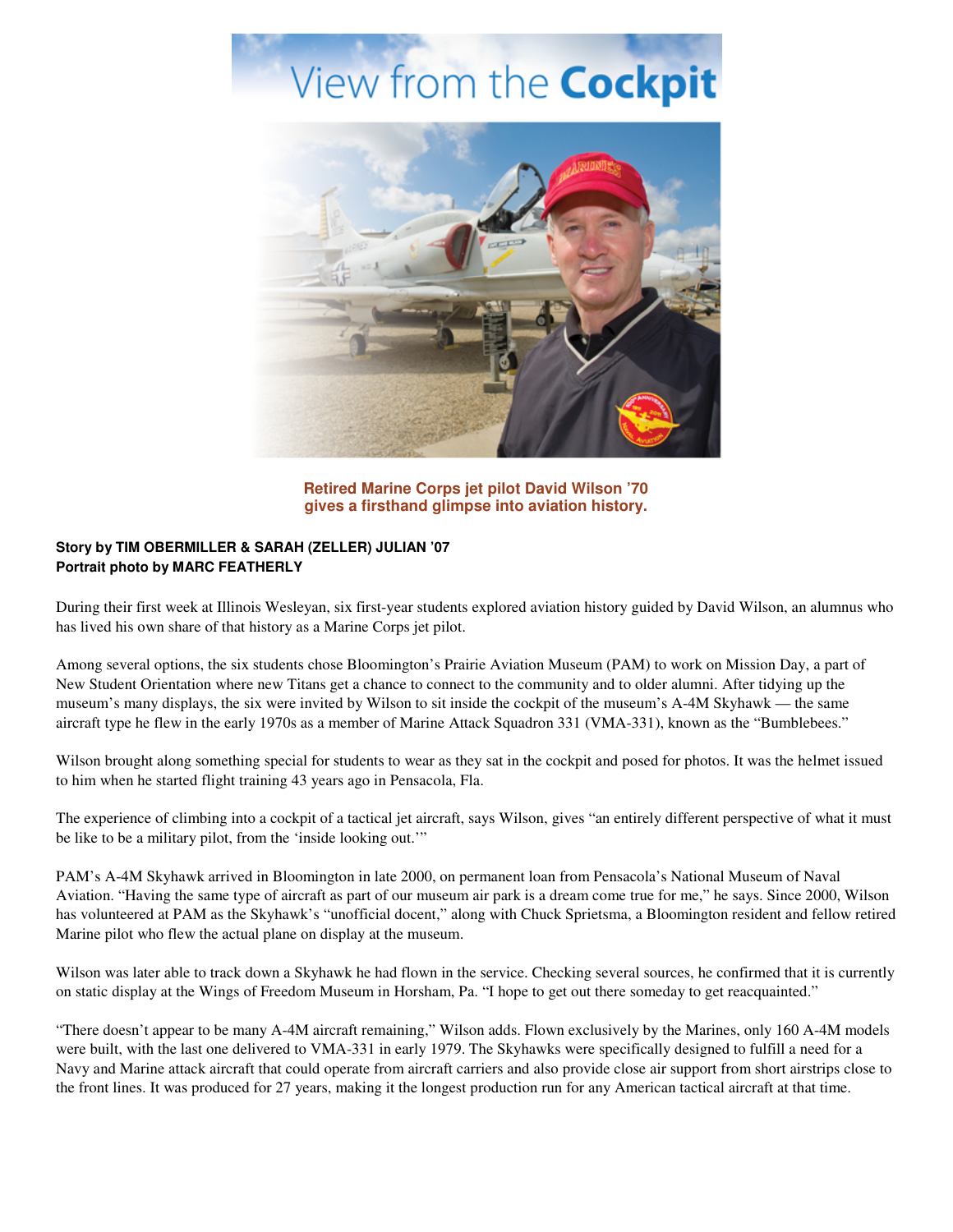# View from the Cockpit

**Retired Marine Corps jet pilot David Wilson '70 gives a firsthand glimpse into aviation history.**

**Story by TIM OBERMILLER & SARAH (ZELLER) JULIAN '07**
**Portrait photo by MARC FEATHERLY**

During their first week at Illinois Wesleyan, six first-year students explored aviation history guided by David Wilson, an alumnus who has lived his own share of that history as a Marine Corps jet pilot.

Among several options, the six students chose Bloomington's Prairie Aviation Museum (PAM) to work on Mission Day, a part of New Student Orientation where new Titans get a chance to connect to the community and to older alumni. After tidying up the museum's many displays, the six were invited by Wilson to sit inside the cockpit of the museum's A-4M Skyhawk — the same aircraft type he flew in the early 1970s as a member of Marine Attack Squadron 331 (VMA-331), known as the "Bumblebees."

Wilson brought along something special for students to wear as they sat in the cockpit and posed for photos. It was the helmet issued to him when he started flight training 43 years ago in Pensacola, Fla.

The experience of climbing into a cockpit of a tactical jet aircraft, says Wilson, gives "an entirely different perspective of what it must be like to be a military pilot, from the 'inside looking out.'"

PAM's A-4M Skyhawk arrived in Bloomington in late 2000, on permanent loan from Pensacola's National Museum of Naval Aviation. "Having the same type of aircraft as part of our museum air park is a dream come true for me," he says. Since 2000, Wilson has volunteered at PAM as the Skyhawk's "unofficial docent," along with Chuck Sprietsma, a Bloomington resident and fellow retired Marine pilot who flew the actual plane on display at the museum.

Wilson was later able to track down a Skyhawk he had flown in the service. Checking several sources, he confirmed that it is currently on static display at the Wings of Freedom Museum in Horsham, Pa. "I hope to get out there someday to get reacquainted."

"There doesn't appear to be many A-4M aircraft remaining," Wilson adds. Flown exclusively by the Marines, only 160 A-4M models were built, with the last one delivered to VMA-331 in early 1979. The Skyhawks were specifically designed to fulfill a need for a Navy and Marine attack aircraft that could operate from aircraft carriers and also provide close air support from short airstrips close to the front lines. It was produced for 27 years, making it the longest production run for any American tactical aircraft at that time.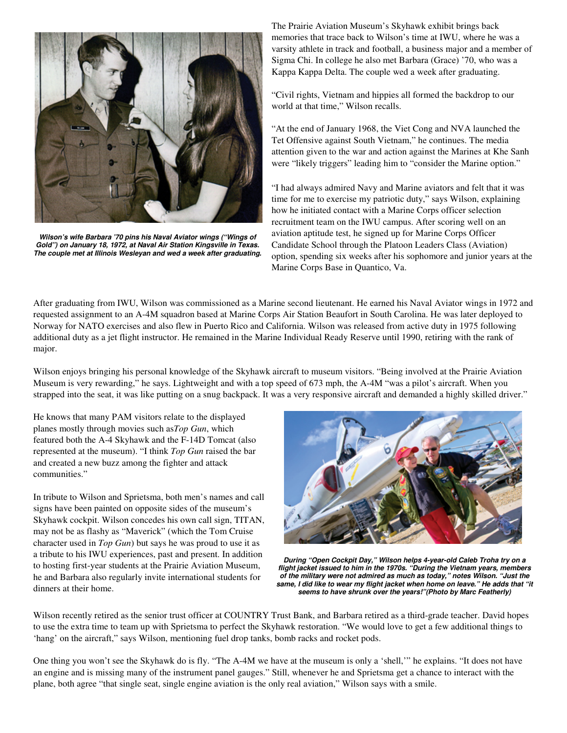*Wilson's wife Barbara '70 pins his Naval Aviator wings ("Wings of Gold") on January 18, 1972, at Naval Air Station Kingsville in Texas. The couple met at Illinois Wesleyan and wed a week after graduating.*

The Prairie Aviation Museum's Skyhawk exhibit brings back memories that trace back to Wilson's time at IWU, where he was a varsity athlete in track and football, a business major and a member of Sigma Chi. In college he also met Barbara (Grace) '70, who was a Kappa Kappa Delta. The couple wed a week after graduating.

"Civil rights, Vietnam and hippies all formed the backdrop to our world at that time," Wilson recalls.

"At the end of January 1968, the Viet Cong and NVA launched the Tet Offensive against South Vietnam," he continues. The media attention given to the war and action against the Marines at Khe Sanh were "likely triggers" leading him to "consider the Marine option."

"I had always admired Navy and Marine aviators and felt that it was time for me to exercise my patriotic duty," says Wilson, explaining how he initiated contact with a Marine Corps officer selection recruitment team on the IWU campus. After scoring well on an aviation aptitude test, he signed up for Marine Corps Officer Candidate School through the Platoon Leaders Class (Aviation) option, spending six weeks after his sophomore and junior years at the Marine Corps Base in Quantico, Va.

After graduating from IWU, Wilson was commissioned as a Marine second lieutenant. He earned his Naval Aviator wings in 1972 and requested assignment to an A-4M squadron based at Marine Corps Air Station Beaufort in South Carolina. He was later deployed to Norway for NATO exercises and also flew in Puerto Rico and California. Wilson was released from active duty in 1975 following additional duty as a jet flight instructor. He remained in the Marine Individual Ready Reserve until 1990, retiring with the rank of major.

Wilson enjoys bringing his personal knowledge of the Skyhawk aircraft to museum visitors. "Being involved at the Prairie Aviation Museum is very rewarding," he says. Lightweight and with a top speed of 673 mph, the A-4M "was a pilot's aircraft. When you strapped into the seat, it was like putting on a snug backpack. It was a very responsive aircraft and demanded a highly skilled driver."

He knows that many PAM visitors relate to the displayed planes mostly through movies such as *Top Gun*, which featured both the A-4 Skyhawk and the F-14D Tomcat (also represented at the museum). "I think *Top Gun* raised the bar and created a new buzz among the fighter and attack communities."

In tribute to Wilson and Sprietsma, both men's names and call signs have been painted on opposite sides of the museum's Skyhawk cockpit. Wilson concedes his own call sign, TITAN, may not be as flashy as "Maverick" (which the Tom Cruise character used in *Top Gun*) but says he was proud to use it as a tribute to his IWU experiences, past and present. In addition to hosting first-year students at the Prairie Aviation Museum, he and Barbara also regularly invite international students for dinners at their home.

*During "Open Cockpit Day," Wilson helps 4-year-old Caleb Troha try on a flight jacket issued to him in the 1970s. "During the Vietnam years, members of the military were not admired as much as today," notes Wilson. "Just the same, I did like to wear my flight jacket when home on leave." He adds that "it seems to have shrunk over the years!"(Photo by Marc Featherly)*

Wilson recently retired as the senior trust officer at COUNTRY Trust Bank, and Barbara retired as a third-grade teacher. David hopes to use the extra time to team up with Sprietsma to perfect the Skyhawk restoration. "We would love to get a few additional things to 'hang' on the aircraft," says Wilson, mentioning fuel drop tanks, bomb racks and rocket pods.

One thing you won't see the Skyhawk do is fly. "The A-4M we have at the museum is only a 'shell,'" he explains. "It does not have an engine and is missing many of the instrument panel gauges." Still, whenever he and Sprietsma get a chance to interact with the plane, both agree "that single seat, single engine aviation is the only real aviation," Wilson says with a smile.